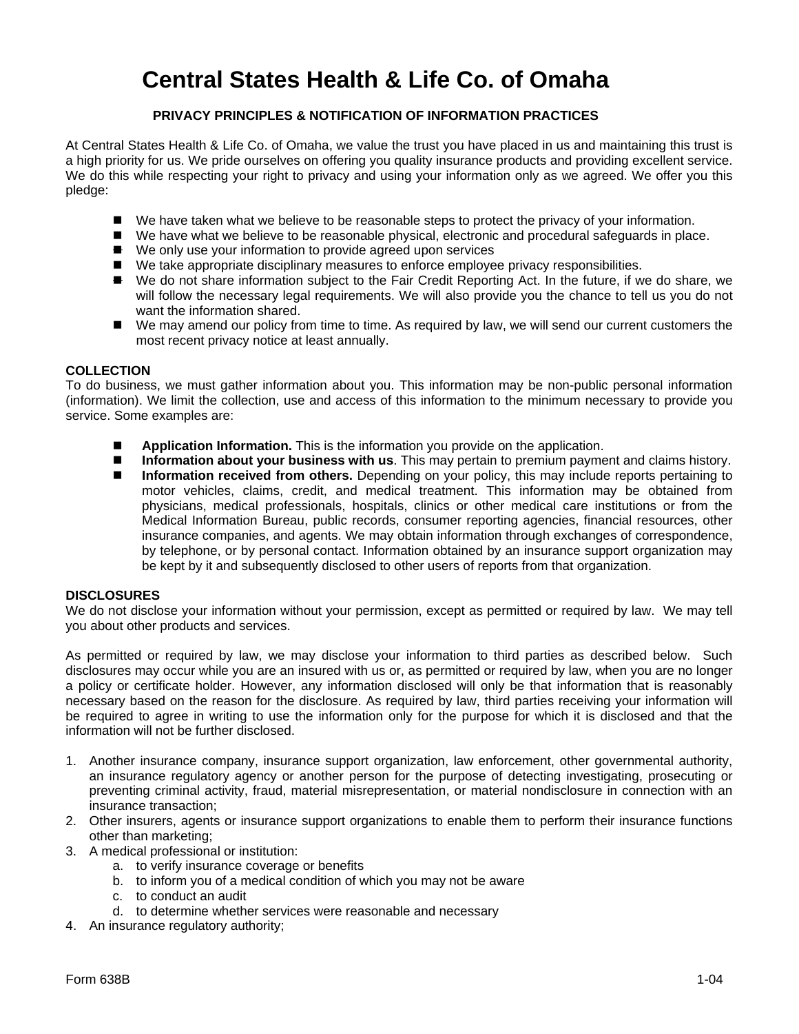# Central States Health & Life Co. of Omaha

## PRIVACY PRINCIPLES & NOTIFICATION OF INFORMATION PRACTICES

At Central States Health & Life Co. of Omaha, we value the trust you have placed in us and maintaining this trust is a high priority for us. We pride ourselves on offering you quality insurance products and providing excellent service. We do this while respecting your right to privacy and using your information only as we agreed. We offer you this pledge:

- We have taken what we believe to be reasonable steps to protect the privacy of your information.
- We have what we believe to be reasonable physical, electronic and procedural safeguards in place.
- We only use your information to provide agreed upon services
- We take appropriate disciplinary measures to enforce employee privacy responsibilities.
- We do not share information subject to the Fair Credit Reporting Act. In the future, if we do share, we will follow the necessary legal requirements. We will also provide you the chance to tell us you do not want the information shared.
- We may amend our policy from time to time. As required by law, we will send our current customers the most recent privacy notice at least annually.

**COLLECTION**

To do business, we must gather information about you. This information may be non-public personal information (information). We limit the collection, use and access of this information to the minimum necessary to provide you service. Some examples are:

- **Application Information.** This is the information you provide on the application.
- **Information about your business with us**. This may pertain to premium payment and claims history.
- **Information received from others.** Depending on your policy, this may include reports pertaining to motor vehicles, claims, credit, and medical treatment. This information may be obtained from physicians, medical professionals, hospitals, clinics or other medical care institutions or from the Medical Information Bureau, public records, consumer reporting agencies, financial resources, other insurance companies, and agents. We may obtain information through exchanges of correspondence, by telephone, or by personal contact. Information obtained by an insurance support organization may be kept by it and subsequently disclosed to other users of reports from that organization.

**DISCLOSURES**

We do not disclose your information without your permission, except as permitted or required by law. We may tell you about other products and services.

As permitted or required by law, we may disclose your information to third parties as described below. Such disclosures may occur while you are an insured with us or, as permitted or required by law, when you are no longer a policy or certificate holder. However, any information disclosed will only be that information that is reasonably necessary based on the reason for the disclosure. As required by law, third parties receiving your information will be required to agree in writing to use the information only for the purpose for which it is disclosed and that the information will not be further disclosed.

1. Another insurance company, insurance support organization, law enforcement, other governmental authority, an insurance regulatory agency or another person for the purpose of detecting investigating, prosecuting or preventing criminal activity, fraud, material misrepresentation, or material nondisclosure in connection with an insurance transaction;
2. Other insurers, agents or insurance support organizations to enable them to perform their insurance functions other than marketing;
3. A medical professional or institution:
   a. to verify insurance coverage or benefits
   b. to inform you of a medical condition of which you may not be aware
   c. to conduct an audit
   d. to determine whether services were reasonable and necessary
4. An insurance regulatory authority;

Form 638B 1-04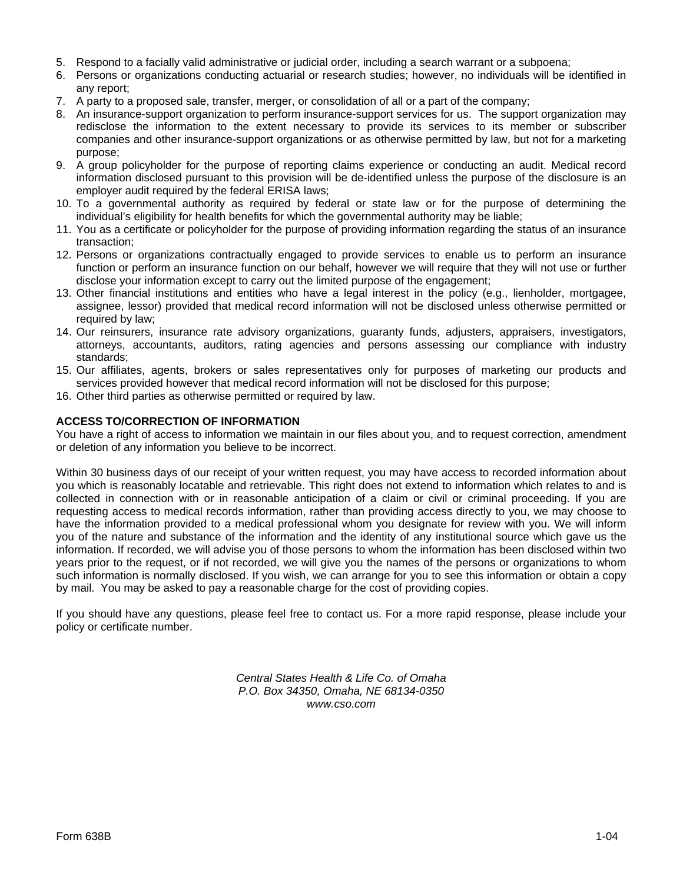5. Respond to a facially valid administrative or judicial order, including a search warrant or a subpoena;
6. Persons or organizations conducting actuarial or research studies; however, no individuals will be identified in any report;
7. A party to a proposed sale, transfer, merger, or consolidation of all or a part of the company;
8. An insurance-support organization to perform insurance-support services for us. The support organization may redisclose the information to the extent necessary to provide its services to its member or subscriber companies and other insurance-support organizations or as otherwise permitted by law, but not for a marketing purpose;
9. A group policyholder for the purpose of reporting claims experience or conducting an audit. Medical record information disclosed pursuant to this provision will be de-identified unless the purpose of the disclosure is an employer audit required by the federal ERISA laws;
10. To a governmental authority as required by federal or state law or for the purpose of determining the individual's eligibility for health benefits for which the governmental authority may be liable;
11. You as a certificate or policyholder for the purpose of providing information regarding the status of an insurance transaction;
12. Persons or organizations contractually engaged to provide services to enable us to perform an insurance function or perform an insurance function on our behalf, however we will require that they will not use or further disclose your information except to carry out the limited purpose of the engagement;
13. Other financial institutions and entities who have a legal interest in the policy (e.g., lienholder, mortgagee, assignee, lessor) provided that medical record information will not be disclosed unless otherwise permitted or required by law;
14. Our reinsurers, insurance rate advisory organizations, guaranty funds, adjusters, appraisers, investigators, attorneys, accountants, auditors, rating agencies and persons assessing our compliance with industry standards;
15. Our affiliates, agents, brokers or sales representatives only for purposes of marketing our products and services provided however that medical record information will not be disclosed for this purpose;
16. Other third parties as otherwise permitted or required by law.

**ACCESS TO/CORRECTION OF INFORMATION**

You have a right of access to information we maintain in our files about you, and to request correction, amendment or deletion of any information you believe to be incorrect.

Within 30 business days of our receipt of your written request, you may have access to recorded information about you which is reasonably locatable and retrievable. This right does not extend to information which relates to and is collected in connection with or in reasonable anticipation of a claim or civil or criminal proceeding. If you are requesting access to medical records information, rather than providing access directly to you, we may choose to have the information provided to a medical professional whom you designate for review with you. We will inform you of the nature and substance of the information and the identity of any institutional source which gave us the information. If recorded, we will advise you of those persons to whom the information has been disclosed within two years prior to the request, or if not recorded, we will give you the names of the persons or organizations to whom such information is normally disclosed. If you wish, we can arrange for you to see this information or obtain a copy by mail. You may be asked to pay a reasonable charge for the cost of providing copies.

If you should have any questions, please feel free to contact us. For a more rapid response, please include your policy or certificate number.

*Central States Health & Life Co. of Omaha*
*P.O. Box 34350, Omaha, NE 68134-0350*
*www.cso.com*

Form 638B 1-04